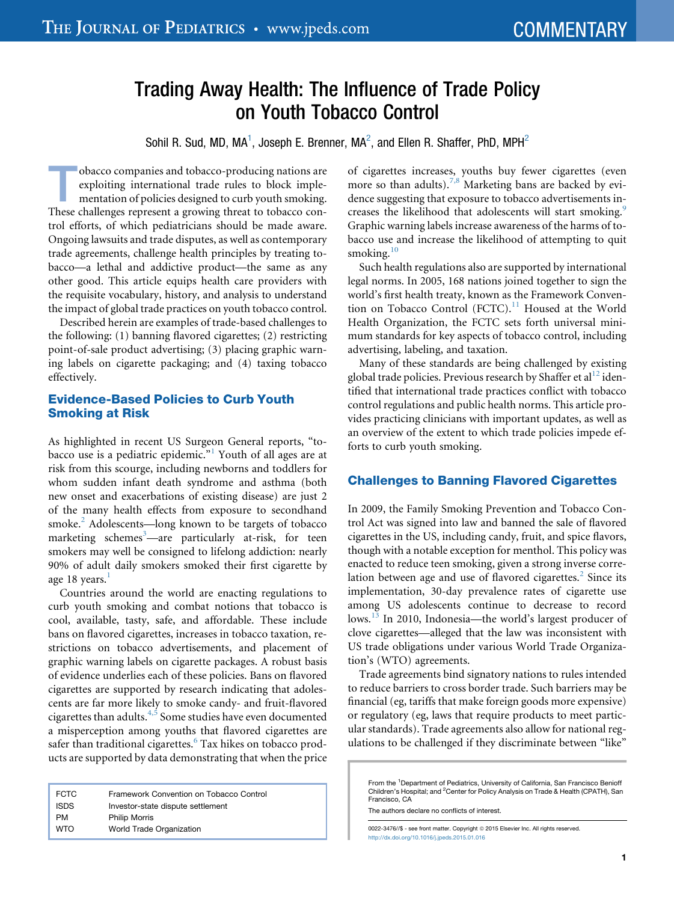# Trading Away Health: The Influence of Trade Policy on Youth Tobacco Control

Sohil R. Sud, MD, MA[1], Joseph E. Brenner, MA[2], and Ellen R. Shaffer, PhD, MPH[2]

Tobacco companies and tobacco-producing nations are exploiting international trade rules to block implementation of policies designed to curb youth smoking. These challenges represent a growing threat to tobacco control efforts, of which pediatricians should be made aware. Ongoing lawsuits and trade disputes, as well as contemporary trade agreements, challenge health principles by treating tobacco—a lethal and addictive product—the same as any other good. This article equips health care providers with the requisite vocabulary, history, and analysis to understand the impact of global trade practices on youth tobacco control.

Described herein are examples of trade-based challenges to the following: (1) banning flavored cigarettes; (2) restricting point-of-sale product advertising; (3) placing graphic warning labels on cigarette packaging; and (4) taxing tobacco effectively.

## Evidence-Based Policies to Curb Youth Smoking at Risk

As highlighted in recent US Surgeon General reports, "tobacco use is a pediatric epidemic."[1] Youth of all ages are at risk from this scourge, including newborns and toddlers for whom sudden infant death syndrome and asthma (both new onset and exacerbations of existing disease) are just 2 of the many health effects from exposure to secondhand smoke.[2] Adolescents—long known to be targets of tobacco marketing schemes[3]—are particularly at-risk, for teen smokers may well be consigned to lifelong addiction: nearly 90% of adult daily smokers smoked their first cigarette by age 18 years.[1]

Countries around the world are enacting regulations to curb youth smoking and combat notions that tobacco is cool, available, tasty, safe, and affordable. These include bans on flavored cigarettes, increases in tobacco taxation, restrictions on tobacco advertisements, and placement of graphic warning labels on cigarette packages. A robust basis of evidence underlies each of these policies. Bans on flavored cigarettes are supported by research indicating that adolescents are far more likely to smoke candy- and fruit-flavored cigarettes than adults.[4,5] Some studies have even documented a misperception among youths that flavored cigarettes are safer than traditional cigarettes.[6] Tax hikes on tobacco products are supported by data demonstrating that when the price of cigarettes increases, youths buy fewer cigarettes (even more so than adults).[7,8] Marketing bans are backed by evidence suggesting that exposure to tobacco advertisements increases the likelihood that adolescents will start smoking.[9] Graphic warning labels increase awareness of the harms of tobacco use and increase the likelihood of attempting to quit smoking.[10]

Such health regulations also are supported by international legal norms. In 2005, 168 nations joined together to sign the world's first health treaty, known as the Framework Convention on Tobacco Control (FCTC).[11] Housed at the World Health Organization, the FCTC sets forth universal minimum standards for key aspects of tobacco control, including advertising, labeling, and taxation.

Many of these standards are being challenged by existing global trade policies. Previous research by Shaffer et al[12] identified that international trade practices conflict with tobacco control regulations and public health norms. This article provides practicing clinicians with important updates, as well as an overview of the extent to which trade policies impede efforts to curb youth smoking.

## Challenges to Banning Flavored Cigarettes

In 2009, the Family Smoking Prevention and Tobacco Control Act was signed into law and banned the sale of flavored cigarettes in the US, including candy, fruit, and spice flavors, though with a notable exception for menthol. This policy was enacted to reduce teen smoking, given a strong inverse correlation between age and use of flavored cigarettes.[2] Since its implementation, 30-day prevalence rates of cigarette use among US adolescents continue to decrease to record lows.[13] In 2010, Indonesia—the world's largest producer of clove cigarettes—alleged that the law was inconsistent with US trade obligations under various World Trade Organization's (WTO) agreements.

Trade agreements bind signatory nations to rules intended to reduce barriers to cross border trade. Such barriers may be financial (eg, tariffs that make foreign goods more expensive) or regulatory (eg, laws that require products to meet particular standards). Trade agreements also allow for national regulations to be challenged if they discriminate between "like"

| | |
|---|---|
| FCTC | Framework Convention on Tobacco Control |
| ISDS | Investor-state dispute settlement |
| PM | Philip Morris |
| WTO | World Trade Organization |

From the [1]Department of Pediatrics, University of California, San Francisco Benioff Children's Hospital; and [2]Center for Policy Analysis on Trade & Health (CPATH), San Francisco, CA

The authors declare no conflicts of interest.

0022-3476/$ - see front matter. Copyright © 2015 Elsevier Inc. All rights reserved.
http://dx.doi.org/10.1016/j.jpeds.2015.01.016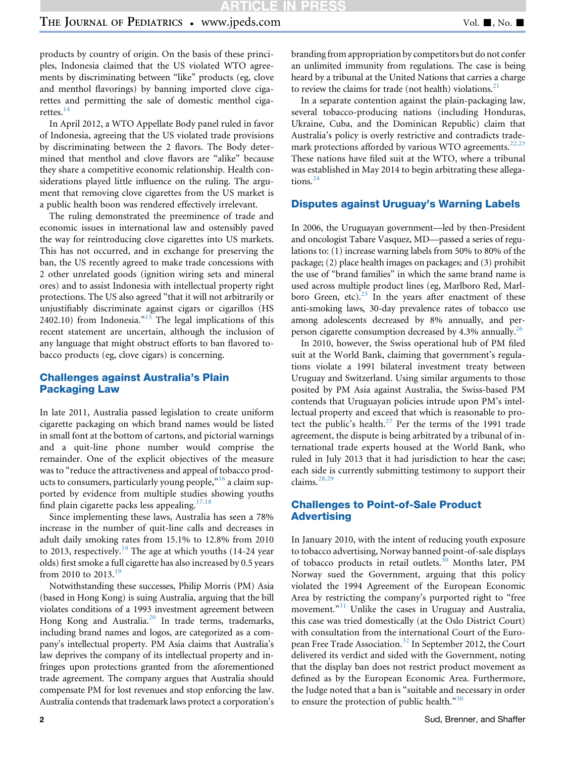products by country of origin. On the basis of these principles, Indonesia claimed that the US violated WTO agreements by discriminating between "like" products (eg, clove and menthol flavorings) by banning imported clove cigarettes and permitting the sale of domestic menthol cigarettes.[14]

In April 2012, a WTO Appellate Body panel ruled in favor of Indonesia, agreeing that the US violated trade provisions by discriminating between the 2 flavors. The Body determined that menthol and clove flavors are "alike" because they share a competitive economic relationship. Health considerations played little influence on the ruling. The argument that removing clove cigarettes from the US market is a public health boon was rendered effectively irrelevant.

The ruling demonstrated the preeminence of trade and economic issues in international law and ostensibly paved the way for reintroducing clove cigarettes into US markets. This has not occurred, and in exchange for preserving the ban, the US recently agreed to make trade concessions with 2 other unrelated goods (ignition wiring sets and mineral ores) and to assist Indonesia with intellectual property right protections. The US also agreed "that it will not arbitrarily or unjustifiably discriminate against cigars or cigarillos (HS 2402.10) from Indonesia."[15] The legal implications of this recent statement are uncertain, although the inclusion of any language that might obstruct efforts to ban flavored tobacco products (eg, clove cigars) is concerning.

## Challenges against Australia's Plain Packaging Law

In late 2011, Australia passed legislation to create uniform cigarette packaging on which brand names would be listed in small font at the bottom of cartons, and pictorial warnings and a quit-line phone number would comprise the remainder. One of the explicit objectives of the measure was to "reduce the attractiveness and appeal of tobacco products to consumers, particularly young people,"[16] a claim supported by evidence from multiple studies showing youths find plain cigarette packs less appealing.[17,18]

Since implementing these laws, Australia has seen a 78% increase in the number of quit-line calls and decreases in adult daily smoking rates from 15.1% to 12.8% from 2010 to 2013, respectively.[19] The age at which youths (14-24 year olds) first smoke a full cigarette has also increased by 0.5 years from 2010 to 2013.[19]

Notwithstanding these successes, Philip Morris (PM) Asia (based in Hong Kong) is suing Australia, arguing that the bill violates conditions of a 1993 investment agreement between Hong Kong and Australia.[20] In trade terms, trademarks, including brand names and logos, are categorized as a company's intellectual property. PM Asia claims that Australia's law deprives the company of its intellectual property and infringes upon protections granted from the aforementioned trade agreement. The company argues that Australia should compensate PM for lost revenues and stop enforcing the law. Australia contends that trademark laws protect a corporation's branding from appropriation by competitors but do not confer an unlimited immunity from regulations. The case is being heard by a tribunal at the United Nations that carries a charge to review the claims for trade (not health) violations.[21]

In a separate contention against the plain-packaging law, several tobacco-producing nations (including Honduras, Ukraine, Cuba, and the Dominican Republic) claim that Australia's policy is overly restrictive and contradicts trademark protections afforded by various WTO agreements.[22,23] These nations have filed suit at the WTO, where a tribunal was established in May 2014 to begin arbitrating these allegations.[24]

## Disputes against Uruguay's Warning Labels

In 2006, the Uruguayan government—led by then-President and oncologist Tabare Vasquez, MD—passed a series of regulations to: (1) increase warning labels from 50% to 80% of the package; (2) place health images on packages; and (3) prohibit the use of "brand families" in which the same brand name is used across multiple product lines (eg, Marlboro Red, Marlboro Green, etc).[25] In the years after enactment of these anti-smoking laws, 30-day prevalence rates of tobacco use among adolescents decreased by 8% annually, and per-person cigarette consumption decreased by 4.3% annually.[26]

In 2010, however, the Swiss operational hub of PM filed suit at the World Bank, claiming that government's regulations violate a 1991 bilateral investment treaty between Uruguay and Switzerland. Using similar arguments to those posited by PM Asia against Australia, the Swiss-based PM contends that Uruguayan policies intrude upon PM's intellectual property and exceed that which is reasonable to protect the public's health.[27] Per the terms of the 1991 trade agreement, the dispute is being arbitrated by a tribunal of international trade experts housed at the World Bank, who ruled in July 2013 that it had jurisdiction to hear the case; each side is currently submitting testimony to support their claims.[28,29]

## Challenges to Point-of-Sale Product Advertising

In January 2010, with the intent of reducing youth exposure to tobacco advertising, Norway banned point-of-sale displays of tobacco products in retail outlets.[30] Months later, PM Norway sued the Government, arguing that this policy violated the 1994 Agreement of the European Economic Area by restricting the company's purported right to "free movement."[31] Unlike the cases in Uruguay and Australia, this case was tried domestically (at the Oslo District Court) with consultation from the international Court of the European Free Trade Association.[32] In September 2012, the Court delivered its verdict and sided with the Government, noting that the display ban does not restrict product movement as defined as by the European Economic Area. Furthermore, the Judge noted that a ban is "suitable and necessary in order to ensure the protection of public health."[30]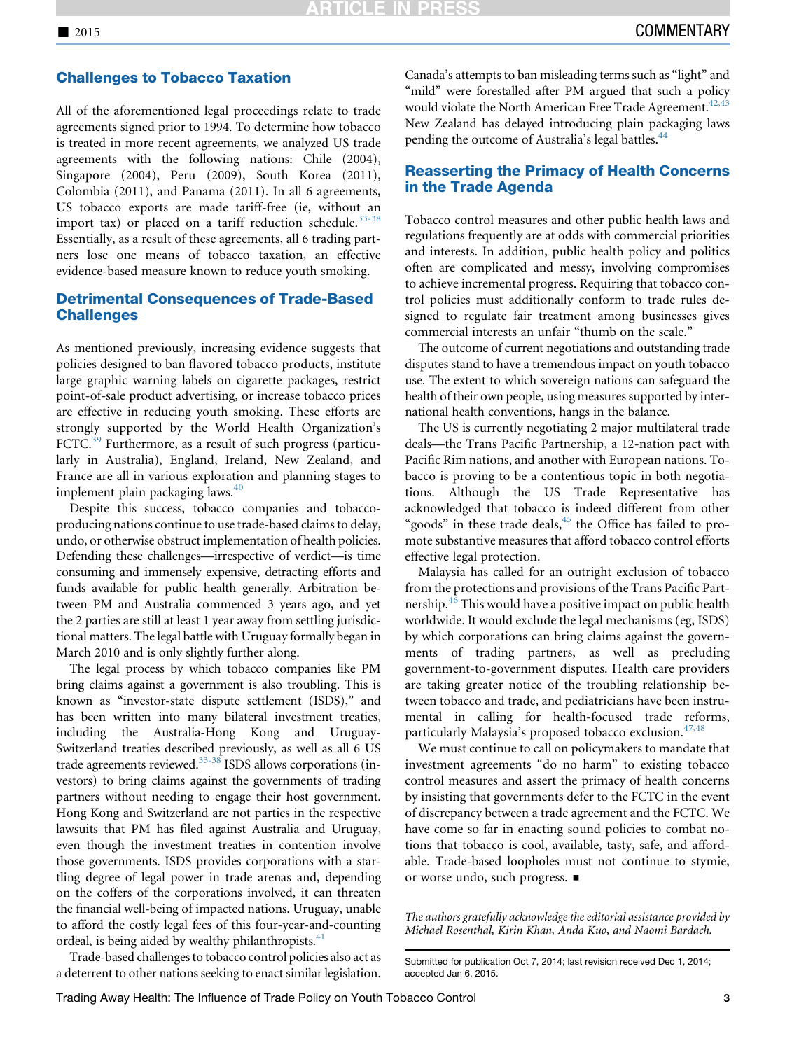## Challenges to Tobacco Taxation

All of the aforementioned legal proceedings relate to trade agreements signed prior to 1994. To determine how tobacco is treated in more recent agreements, we analyzed US trade agreements with the following nations: Chile (2004), Singapore (2004), Peru (2009), South Korea (2011), Colombia (2011), and Panama (2011). In all 6 agreements, US tobacco exports are made tariff-free (ie, without an import tax) or placed on a tariff reduction schedule.[33-38] Essentially, as a result of these agreements, all 6 trading partners lose one means of tobacco taxation, an effective evidence-based measure known to reduce youth smoking.

## Detrimental Consequences of Trade-Based Challenges

As mentioned previously, increasing evidence suggests that policies designed to ban flavored tobacco products, institute large graphic warning labels on cigarette packages, restrict point-of-sale product advertising, or increase tobacco prices are effective in reducing youth smoking. These efforts are strongly supported by the World Health Organization's FCTC.[39] Furthermore, as a result of such progress (particularly in Australia), England, Ireland, New Zealand, and France are all in various exploration and planning stages to implement plain packaging laws.[40]

Despite this success, tobacco companies and tobacco-producing nations continue to use trade-based claims to delay, undo, or otherwise obstruct implementation of health policies. Defending these challenges—irrespective of verdict—is time consuming and immensely expensive, detracting efforts and funds available for public health generally. Arbitration between PM and Australia commenced 3 years ago, and yet the 2 parties are still at least 1 year away from settling jurisdictional matters. The legal battle with Uruguay formally began in March 2010 and is only slightly further along.

The legal process by which tobacco companies like PM bring claims against a government is also troubling. This is known as "investor-state dispute settlement (ISDS)," and has been written into many bilateral investment treaties, including the Australia-Hong Kong and Uruguay-Switzerland treaties described previously, as well as all 6 US trade agreements reviewed.[33-38] ISDS allows corporations (investors) to bring claims against the governments of trading partners without needing to engage their host government. Hong Kong and Switzerland are not parties in the respective lawsuits that PM has filed against Australia and Uruguay, even though the investment treaties in contention involve those governments. ISDS provides corporations with a startling degree of legal power in trade arenas and, depending on the coffers of the corporations involved, it can threaten the financial well-being of impacted nations. Uruguay, unable to afford the costly legal fees of this four-year-and-counting ordeal, is being aided by wealthy philanthropists.[41]

Trade-based challenges to tobacco control policies also act as a deterrent to other nations seeking to enact similar legislation. Canada's attempts to ban misleading terms such as "light" and "mild" were forestalled after PM argued that such a policy would violate the North American Free Trade Agreement.[42,43] New Zealand has delayed introducing plain packaging laws pending the outcome of Australia's legal battles.[44]

## Reasserting the Primacy of Health Concerns in the Trade Agenda

Tobacco control measures and other public health laws and regulations frequently are at odds with commercial priorities and interests. In addition, public health policy and politics often are complicated and messy, involving compromises to achieve incremental progress. Requiring that tobacco control policies must additionally conform to trade rules designed to regulate fair treatment among businesses gives commercial interests an unfair "thumb on the scale."

The outcome of current negotiations and outstanding trade disputes stand to have a tremendous impact on youth tobacco use. The extent to which sovereign nations can safeguard the health of their own people, using measures supported by international health conventions, hangs in the balance.

The US is currently negotiating 2 major multilateral trade deals—the Trans Pacific Partnership, a 12-nation pact with Pacific Rim nations, and another with European nations. Tobacco is proving to be a contentious topic in both negotiations. Although the US Trade Representative has acknowledged that tobacco is indeed different from other "goods" in these trade deals,[45] the Office has failed to promote substantive measures that afford tobacco control efforts effective legal protection.

Malaysia has called for an outright exclusion of tobacco from the protections and provisions of the Trans Pacific Partnership.[46] This would have a positive impact on public health worldwide. It would exclude the legal mechanisms (eg, ISDS) by which corporations can bring claims against the governments of trading partners, as well as precluding government-to-government disputes. Health care providers are taking greater notice of the troubling relationship between tobacco and trade, and pediatricians have been instrumental in calling for health-focused trade reforms, particularly Malaysia's proposed tobacco exclusion.[47,48]

We must continue to call on policymakers to mandate that investment agreements "do no harm" to existing tobacco control measures and assert the primacy of health concerns by insisting that governments defer to the FCTC in the event of discrepancy between a trade agreement and the FCTC. We have come so far in enacting sound policies to combat notions that tobacco is cool, available, tasty, safe, and affordable. Trade-based loopholes must not continue to stymie, or worse undo, such progress. ■

*The authors gratefully acknowledge the editorial assistance provided by Michael Rosenthal, Kirin Khan, Anda Kuo, and Naomi Bardach.*

Submitted for publication Oct 7, 2014; last revision received Dec 1, 2014; accepted Jan 6, 2015.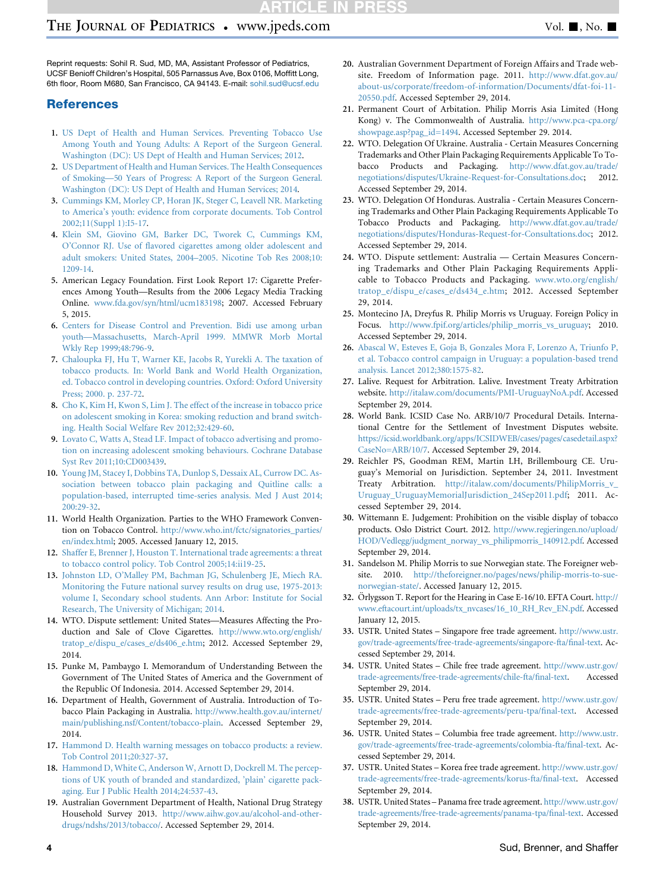Reprint requests: Sohil R. Sud, MD, MA, Assistant Professor of Pediatrics, UCSF Benioff Children's Hospital, 505 Parnassus Ave, Box 0106, Moffitt Long, 6th floor, Room M680, San Francisco, CA 94143. E-mail: sohil.sud@ucsf.edu

## References

1. US Dept of Health and Human Services. Preventing Tobacco Use Among Youth and Young Adults: A Report of the Surgeon General. Washington (DC): US Dept of Health and Human Services; 2012.
2. US Department of Health and Human Services. The Health Consequences of Smoking—50 Years of Progress: A Report of the Surgeon General. Washington (DC): US Dept of Health and Human Services; 2014.
3. Cummings KM, Morley CP, Horan JK, Steger C, Leavell NR. Marketing to America's youth: evidence from corporate documents. Tob Control 2002;11(Suppl 1):I5-17.
4. Klein SM, Giovino GM, Barker DC, Tworek C, Cummings KM, O'Connor RJ. Use of flavored cigarettes among older adolescent and adult smokers: United States, 2004–2005. Nicotine Tob Res 2008;10:1209-14.
5. American Legacy Foundation. First Look Report 17: Cigarette Preferences Among Youth—Results from the 2006 Legacy Media Tracking Online. www.fda.gov/syn/html/ucm183198; 2007. Accessed February 5, 2015.
6. Centers for Disease Control and Prevention. Bidi use among urban youth—Massachusetts, March-April 1999. MMWR Morb Mortal Wkly Rep 1999;48:796-9.
7. Chaloupka FJ, Hu T, Warner KE, Jacobs R, Yurekli A. The taxation of tobacco products. In: World Bank and World Health Organization, ed. Tobacco control in developing countries. Oxford: Oxford University Press; 2000. p. 237-72.
8. Cho K, Kim H, Kwon S, Lim J. The effect of the increase in tobacco price on adolescent smoking in Korea: smoking reduction and brand switching. Health Social Welfare Rev 2012;32:429-60.
9. Lovato C, Watts A, Stead LF. Impact of tobacco advertising and promotion on increasing adolescent smoking behaviours. Cochrane Database Syst Rev 2011;10:CD003439.
10. Young JM, Stacey I, Dobbins TA, Dunlop S, Dessaix AL, Currow DC. Association between tobacco plain packaging and Quitline calls: a population-based, interrupted time-series analysis. Med J Aust 2014;200:29-32.
11. World Health Organization. Parties to the WHO Framework Convention on Tobacco Control. http://www.who.int/fctc/signatories_parties/en/index.html; 2005. Accessed January 12, 2015.
12. Shaffer E, Brenner J, Houston T. International trade agreements: a threat to tobacco control policy. Tob Control 2005;14:ii19-25.
13. Johnston LD, O'Malley PM, Bachman JG, Schulenberg JE, Miech RA. Monitoring the Future national survey results on drug use, 1975-2013: volume I, Secondary school students. Ann Arbor: Institute for Social Research, The University of Michigan; 2014.
14. WTO. Dispute settlement: United States—Measures Affecting the Production and Sale of Clove Cigarettes. http://www.wto.org/english/tratop_e/dispu_e/cases_e/ds406_e.htm; 2012. Accessed September 29, 2014.
15. Punke M, Pambaygo I. Memorandum of Understanding Between the Government of The United States of America and the Government of the Republic Of Indonesia. 2014. Accessed September 29, 2014.
16. Department of Health, Government of Australia. Introduction of Tobacco Plain Packaging in Australia. http://www.health.gov.au/internet/main/publishing.nsf/Content/tobacco-plain. Accessed September 29, 2014.
17. Hammond D. Health warning messages on tobacco products: a review. Tob Control 2011;20:327-37.
18. Hammond D, White C, Anderson W, Arnott D, Dockrell M. The perceptions of UK youth of branded and standardized, 'plain' cigarette packaging. Eur J Public Health 2014;24:537-43.
19. Australian Government Department of Health, National Drug Strategy Household Survey 2013. http://www.aihw.gov.au/alcohol-and-other-drugs/ndshs/2013/tobacco/. Accessed September 29, 2014.
20. Australian Government Department of Foreign Affairs and Trade website. Freedom of Information page. 2011. http://www.dfat.gov.au/about-us/corporate/freedom-of-information/Documents/dfat-foi-11-20550.pdf. Accessed September 29, 2014.
21. Permanent Court of Arbitation. Philip Morris Asia Limited (Hong Kong) v. The Commonwealth of Australia. http://www.pca-cpa.org/showpage.asp?pag_id=1494. Accessed September 29. 2014.
22. WTO. Delegation Of Ukraine. Australia - Certain Measures Concerning Trademarks and Other Plain Packaging Requirements Applicable To Tobacco Products and Packaging. http://www.dfat.gov.au/trade/negotiations/disputes/Ukraine-Request-for-Consultations.doc; 2012. Accessed September 29, 2014.
23. WTO. Delegation Of Honduras. Australia - Certain Measures Concerning Trademarks and Other Plain Packaging Requirements Applicable To Tobacco Products and Packaging. http://www.dfat.gov.au/trade/negotiations/disputes/Honduras-Request-for-Consultations.doc; 2012. Accessed September 29, 2014.
24. WTO. Dispute settlement: Australia — Certain Measures Concerning Trademarks and Other Plain Packaging Requirements Applicable to Tobacco Products and Packaging. www.wto.org/english/tratop_e/dispu_e/cases_e/ds434_e.htm; 2012. Accessed September 29, 2014.
25. Montecino JA, Dreyfus R. Philip Morris vs Uruguay. Foreign Policy in Focus. http://www.fpif.org/articles/philip_morris_vs_uruguay; 2010. Accessed September 29, 2014.
26. Abascal W, Esteves E, Goja B, Gonzales Mora F, Lorenzo A, Triunfo P, et al. Tobacco control campaign in Uruguay: a population-based trend analysis. Lancet 2012;380:1575-82.
27. Lalive. Request for Arbitration. Lalive. Investment Treaty Arbitration website. http://italaw.com/documents/PMI-UruguayNoA.pdf. Accessed September 29, 2014.
28. World Bank. ICSID Case No. ARB/10/7 Procedural Details. International Centre for the Settlement of Investment Disputes website. https://icsid.worldbank.org/apps/ICSIDWEB/cases/pages/casedetail.aspx?CaseNo=ARB/10/7. Accessed September 29, 2014.
29. Reichler PS, Goodman REM, Martin LH, Brillembourg CE. Uruguay's Memorial on Jurisdiction. September 24, 2011. Investment Treaty Arbitration. http://italaw.com/documents/PhilipMorris_v_Uruguay_UruguayMemorialJurisdiction_24Sep2011.pdf; 2011. Accessed September 29, 2014.
30. Wittemann E. Judgement: Prohibition on the visible display of tobacco products. Oslo District Court. 2012. http://www.regjeringen.no/upload/HOD/Vedlegg/judgment_norway_vs_philipmorris_140912.pdf. Accessed September 29, 2014.
31. Sandelson M. Philip Morris to sue Norwegian state. The Foreigner website. 2010. http://theforeigner.no/pages/news/philip-morris-to-sue-norwegian-state/. Accessed January 12, 2015.
32. Örlygsson T. Report for the Hearing in Case E-16/10. EFTA Court. http://www.eftacourt.int/uploads/tx_nvcases/16_10_RH_Rev_EN.pdf. Accessed January 12, 2015.
33. USTR. United States – Singapore free trade agreement. http://www.ustr.gov/trade-agreements/free-trade-agreements/singapore-fta/final-text. Accessed September 29, 2014.
34. USTR. United States – Chile free trade agreement. http://www.ustr.gov/trade-agreements/free-trade-agreements/chile-fta/final-text. Accessed September 29, 2014.
35. USTR. United States – Peru free trade agreement. http://www.ustr.gov/trade-agreements/free-trade-agreements/peru-tpa/final-text. Accessed September 29, 2014.
36. USTR. United States – Columbia free trade agreement. http://www.ustr.gov/trade-agreements/free-trade-agreements/colombia-fta/final-text. Accessed September 29, 2014.
37. USTR. United States – Korea free trade agreement. http://www.ustr.gov/trade-agreements/free-trade-agreements/korus-fta/final-text. Accessed September 29, 2014.
38. USTR. United States – Panama free trade agreement. http://www.ustr.gov/trade-agreements/free-trade-agreements/panama-tpa/final-text. Accessed September 29, 2014.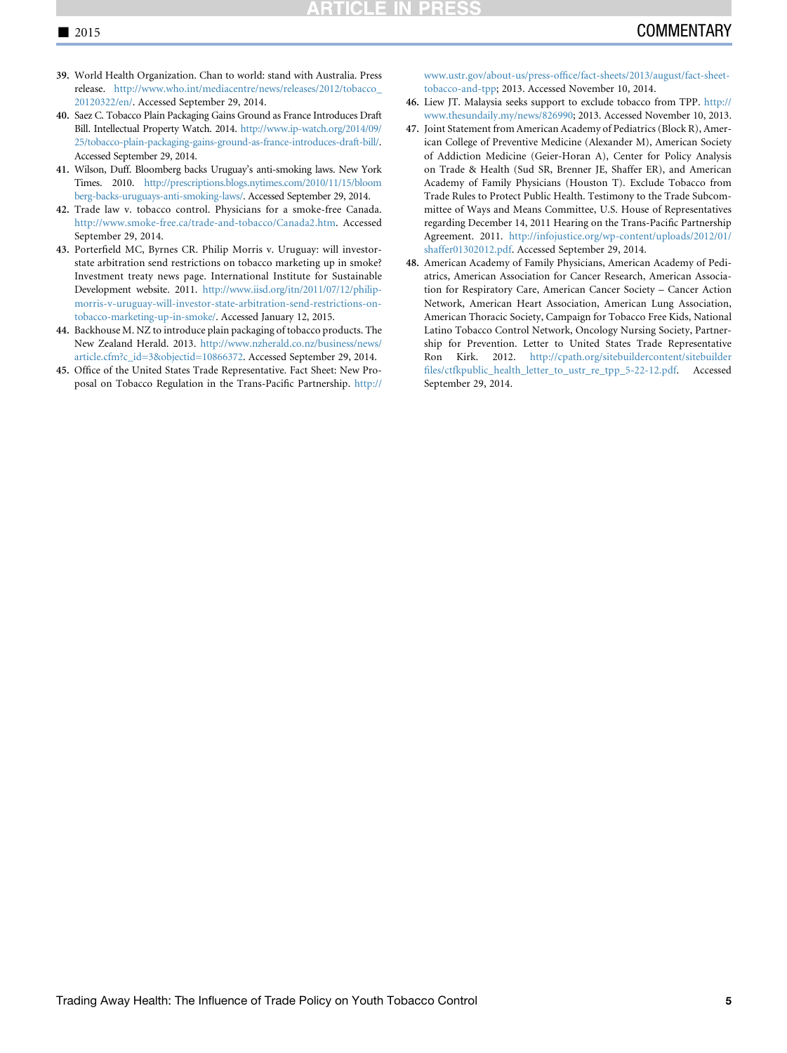39. World Health Organization. Chan to world: stand with Australia. Press release. http://www.who.int/mediacentre/news/releases/2012/tobacco_20120322/en/. Accessed September 29, 2014.
40. Saez C. Tobacco Plain Packaging Gains Ground as France Introduces Draft Bill. Intellectual Property Watch. 2014. http://www.ip-watch.org/2014/09/25/tobacco-plain-packaging-gains-ground-as-france-introduces-draft-bill/. Accessed September 29, 2014.
41. Wilson, Duff. Bloomberg backs Uruguay's anti-smoking laws. New York Times. 2010. http://prescriptions.blogs.nytimes.com/2010/11/15/bloomberg-backs-uruguays-anti-smoking-laws/. Accessed September 29, 2014.
42. Trade law v. tobacco control. Physicians for a smoke-free Canada. http://www.smoke-free.ca/trade-and-tobacco/Canada2.htm. Accessed September 29, 2014.
43. Porterfield MC, Byrnes CR. Philip Morris v. Uruguay: will investor-state arbitration send restrictions on tobacco marketing up in smoke? Investment treaty news page. International Institute for Sustainable Development website. 2011. http://www.iisd.org/itn/2011/07/12/philip-morris-v-uruguay-will-investor-state-arbitration-send-restrictions-on-tobacco-marketing-up-in-smoke/. Accessed January 12, 2015.
44. Backhouse M. NZ to introduce plain packaging of tobacco products. The New Zealand Herald. 2013. http://www.nzherald.co.nz/business/news/article.cfm?c_id=3&objectid=10866372. Accessed September 29, 2014.
45. Office of the United States Trade Representative. Fact Sheet: New Proposal on Tobacco Regulation in the Trans-Pacific Partnership. http://www.ustr.gov/about-us/press-office/fact-sheets/2013/august/fact-sheet-tobacco-and-tpp; 2013. Accessed November 10, 2014.
46. Liew JT. Malaysia seeks support to exclude tobacco from TPP. http://www.thesundaily.my/news/826990; 2013. Accessed November 10, 2013.
47. Joint Statement from American Academy of Pediatrics (Block R), American College of Preventive Medicine (Alexander M), American Society of Addiction Medicine (Geier-Horan A), Center for Policy Analysis on Trade & Health (Sud SR, Brenner JE, Shaffer ER), and American Academy of Family Physicians (Houston T). Exclude Tobacco from Trade Rules to Protect Public Health. Testimony to the Trade Subcommittee of Ways and Means Committee, U.S. House of Representatives regarding December 14, 2011 Hearing on the Trans-Pacific Partnership Agreement. 2011. http://infojustice.org/wp-content/uploads/2012/01/shaffer01302012.pdf. Accessed September 29, 2014.
48. American Academy of Family Physicians, American Academy of Pediatrics, American Association for Cancer Research, American Association for Respiratory Care, American Cancer Society – Cancer Action Network, American Heart Association, American Lung Association, American Thoracic Society, Campaign for Tobacco Free Kids, National Latino Tobacco Control Network, Oncology Nursing Society, Partnership for Prevention. Letter to United States Trade Representative Ron Kirk. 2012. http://cpath.org/sitebuildercontent/sitebuilderfiles/ctfkpublic_health_letter_to_ustr_re_tpp_5-22-12.pdf. Accessed September 29, 2014.